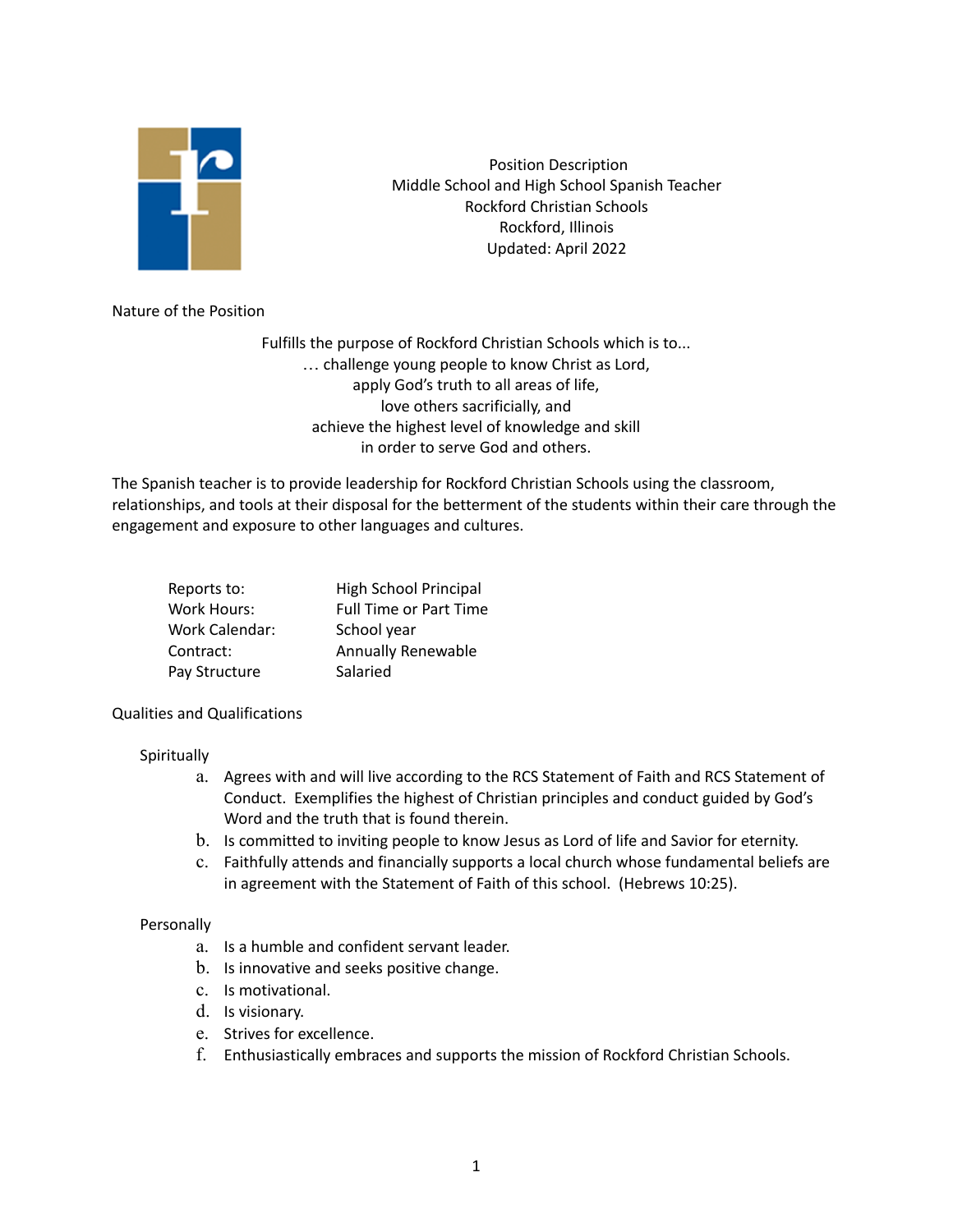Position Description
Middle School and High School Spanish Teacher
Rockford Christian Schools
Rockford, Illinois
Updated: April 2022

## Nature of the Position

Fulfills the purpose of Rockford Christian Schools which is to...
… challenge young people to know Christ as Lord,
apply God's truth to all areas of life,
love others sacrificially, and
achieve the highest level of knowledge and skill
in order to serve God and others.

The Spanish teacher is to provide leadership for Rockford Christian Schools using the classroom, relationships, and tools at their disposal for the betterment of the students within their care through the engagement and exposure to other languages and cultures.

| | |
|---|---|
| Reports to: | High School Principal |
| Work Hours: | Full Time or Part Time |
| Work Calendar: | School year |
| Contract: | Annually Renewable |
| Pay Structure | Salaried |

## Qualities and Qualifications

### Spiritually

a. Agrees with and will live according to the RCS Statement of Faith and RCS Statement of Conduct. Exemplifies the highest of Christian principles and conduct guided by God's Word and the truth that is found therein.
b. Is committed to inviting people to know Jesus as Lord of life and Savior for eternity.
c. Faithfully attends and financially supports a local church whose fundamental beliefs are in agreement with the Statement of Faith of this school. (Hebrews 10:25).

### Personally

a. Is a humble and confident servant leader.
b. Is innovative and seeks positive change.
c. Is motivational.
d. Is visionary.
e. Strives for excellence.
f. Enthusiastically embraces and supports the mission of Rockford Christian Schools.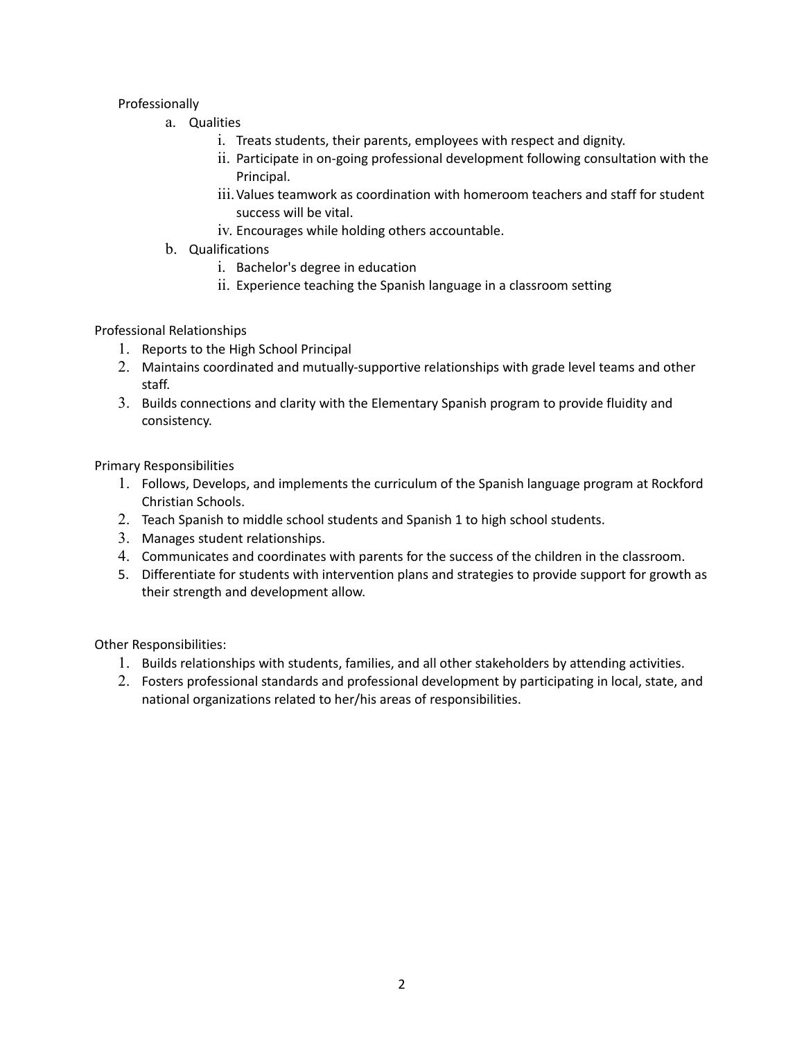Professionally

a. Qualities
    i. Treats students, their parents, employees with respect and dignity.
    ii. Participate in on-going professional development following consultation with the Principal.
    iii. Values teamwork as coordination with homeroom teachers and staff for student success will be vital.
    iv. Encourages while holding others accountable.
b. Qualifications
    i. Bachelor's degree in education
    ii. Experience teaching the Spanish language in a classroom setting

Professional Relationships

1. Reports to the High School Principal
2. Maintains coordinated and mutually-supportive relationships with grade level teams and other staff.
3. Builds connections and clarity with the Elementary Spanish program to provide fluidity and consistency.

Primary Responsibilities

1. Follows, Develops, and implements the curriculum of the Spanish language program at Rockford Christian Schools.
2. Teach Spanish to middle school students and Spanish 1 to high school students.
3. Manages student relationships.
4. Communicates and coordinates with parents for the success of the children in the classroom.
5. Differentiate for students with intervention plans and strategies to provide support for growth as their strength and development allow.

Other Responsibilities:

1. Builds relationships with students, families, and all other stakeholders by attending activities.
2. Fosters professional standards and professional development by participating in local, state, and national organizations related to her/his areas of responsibilities.